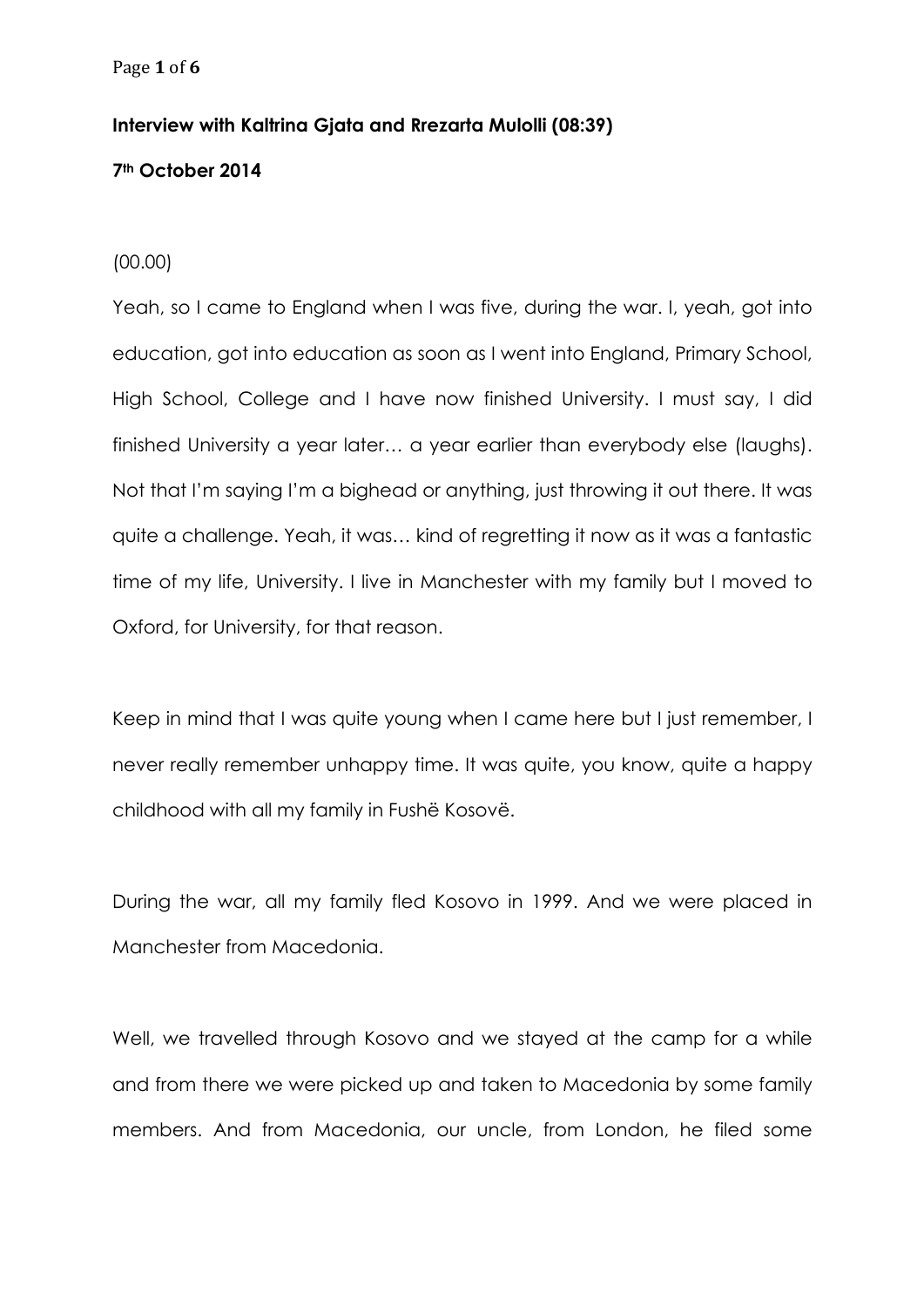**Interview with Kaltrina Gjata and Rrezarta Mulolli (08:39)**

**7th October 2014**

(00.00)

Yeah, so I came to England when I was five, during the war. I, yeah, got into education, got into education as soon as I went into England, Primary School, High School, College and I have now finished University. I must say, I did finished University a year later… a year earlier than everybody else (laughs). Not that I'm saying I'm a bighead or anything, just throwing it out there. It was quite a challenge. Yeah, it was… kind of regretting it now as it was a fantastic time of my life, University. I live in Manchester with my family but I moved to Oxford, for University, for that reason.

Keep in mind that I was quite young when I came here but I just remember, I never really remember unhappy time. It was quite, you know, quite a happy childhood with all my family in Fushë Kosovë.

During the war, all my family fled Kosovo in 1999. And we were placed in Manchester from Macedonia.

Well, we travelled through Kosovo and we stayed at the camp for a while and from there we were picked up and taken to Macedonia by some family members. And from Macedonia, our uncle, from London, he filed some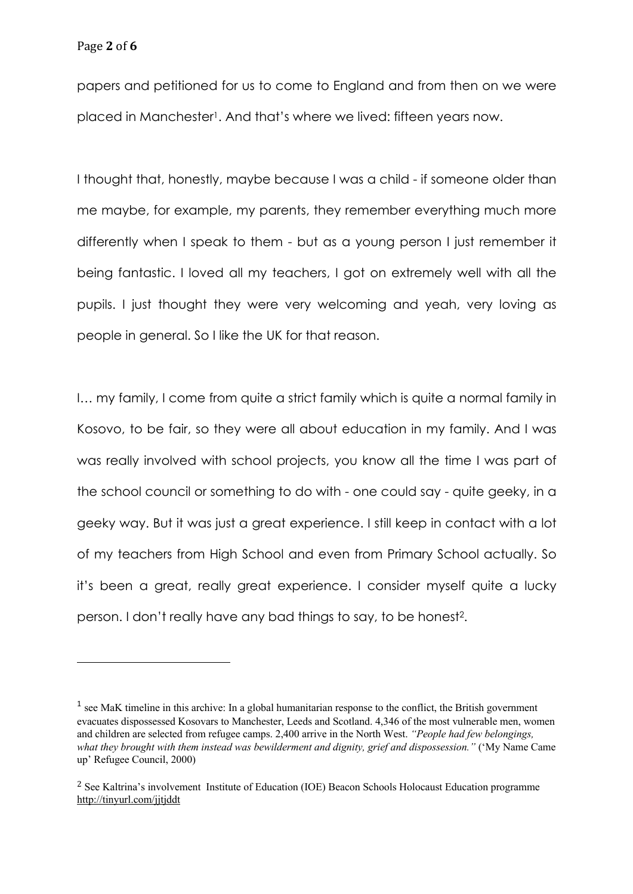papers and petitioned for us to come to England and from then on we were placed in Manchester[1]. And that's where we lived: fifteen years now.

I thought that, honestly, maybe because I was a child - if someone older than me maybe, for example, my parents, they remember everything much more differently when I speak to them - but as a young person I just remember it being fantastic. I loved all my teachers, I got on extremely well with all the pupils. I just thought they were very welcoming and yeah, very loving as people in general. So I like the UK for that reason.

I… my family, I come from quite a strict family which is quite a normal family in Kosovo, to be fair, so they were all about education in my family. And I was was really involved with school projects, you know all the time I was part of the school council or something to do with - one could say - quite geeky, in a geeky way. But it was just a great experience. I still keep in contact with a lot of my teachers from High School and even from Primary School actually. So it's been a great, really great experience. I consider myself quite a lucky person. I don't really have any bad things to say, to be honest[2].

---

[1] see MaK timeline in this archive: In a global humanitarian response to the conflict, the British government evacuates dispossessed Kosovars to Manchester, Leeds and Scotland. 4,346 of the most vulnerable men, women and children are selected from refugee camps. 2,400 arrive in the North West. *"People had few belongings, what they brought with them instead was bewilderment and dignity, grief and dispossession."* ('My Name Came up' Refugee Council, 2000)

[2] See Kaltrina's involvement Institute of Education (IOE) Beacon Schools Holocaust Education programme http://tinyurl.com/jjtjddt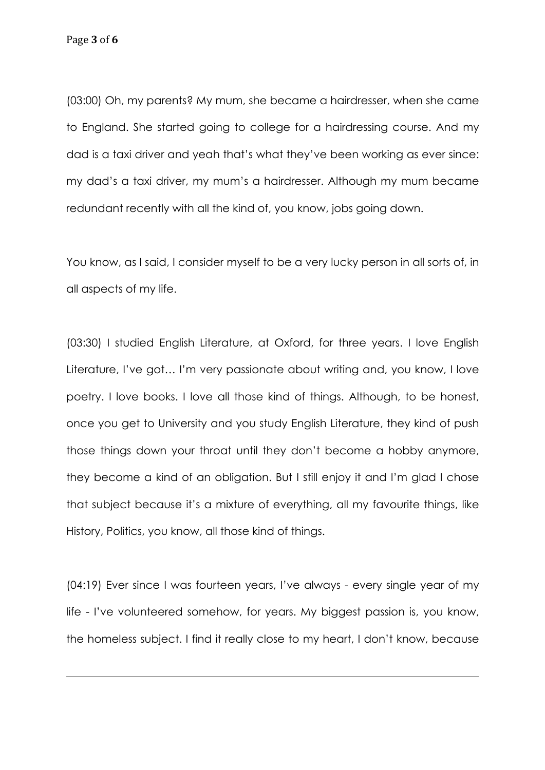(03:00) Oh, my parents? My mum, she became a hairdresser, when she came to England. She started going to college for a hairdressing course. And my dad is a taxi driver and yeah that's what they've been working as ever since: my dad's a taxi driver, my mum's a hairdresser. Although my mum became redundant recently with all the kind of, you know, jobs going down.

You know, as I said, I consider myself to be a very lucky person in all sorts of, in all aspects of my life.

(03:30) I studied English Literature, at Oxford, for three years. I love English Literature, I've got… I'm very passionate about writing and, you know, I love poetry. I love books. I love all those kind of things. Although, to be honest, once you get to University and you study English Literature, they kind of push those things down your throat until they don't become a hobby anymore, they become a kind of an obligation. But I still enjoy it and I'm glad I chose that subject because it's a mixture of everything, all my favourite things, like History, Politics, you know, all those kind of things.

(04:19) Ever since I was fourteen years, I've always - every single year of my life - I've volunteered somehow, for years. My biggest passion is, you know, the homeless subject. I find it really close to my heart, I don't know, because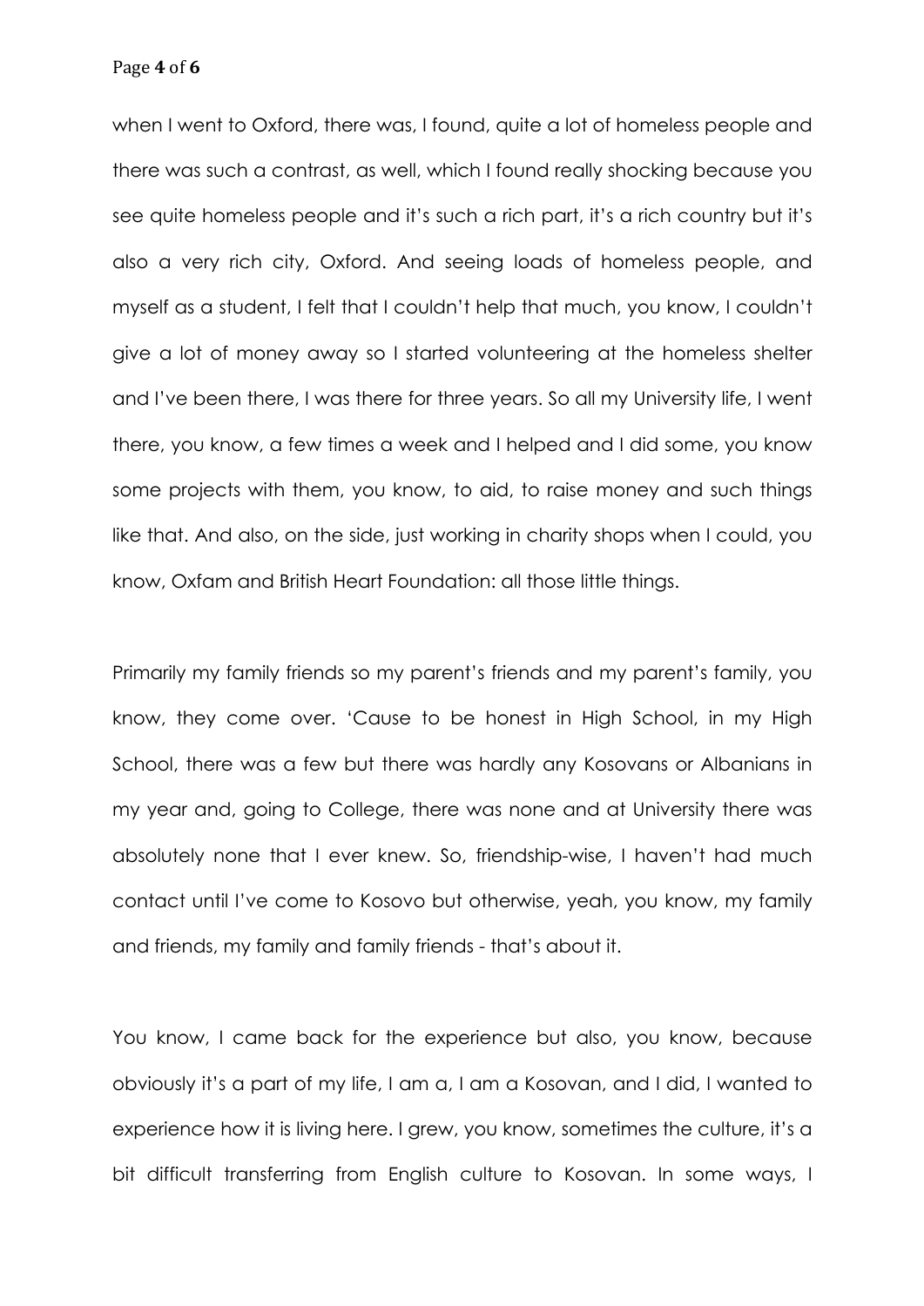when I went to Oxford, there was, I found, quite a lot of homeless people and there was such a contrast, as well, which I found really shocking because you see quite homeless people and it's such a rich part, it's a rich country but it's also a very rich city, Oxford. And seeing loads of homeless people, and myself as a student, I felt that I couldn't help that much, you know, I couldn't give a lot of money away so I started volunteering at the homeless shelter and I've been there, I was there for three years. So all my University life, I went there, you know, a few times a week and I helped and I did some, you know some projects with them, you know, to aid, to raise money and such things like that. And also, on the side, just working in charity shops when I could, you know, Oxfam and British Heart Foundation: all those little things.

Primarily my family friends so my parent's friends and my parent's family, you know, they come over. 'Cause to be honest in High School, in my High School, there was a few but there was hardly any Kosovans or Albanians in my year and, going to College, there was none and at University there was absolutely none that I ever knew. So, friendship-wise, I haven't had much contact until I've come to Kosovo but otherwise, yeah, you know, my family and friends, my family and family friends - that's about it.

You know, I came back for the experience but also, you know, because obviously it's a part of my life, I am a, I am a Kosovan, and I did, I wanted to experience how it is living here. I grew, you know, sometimes the culture, it's a bit difficult transferring from English culture to Kosovan. In some ways, I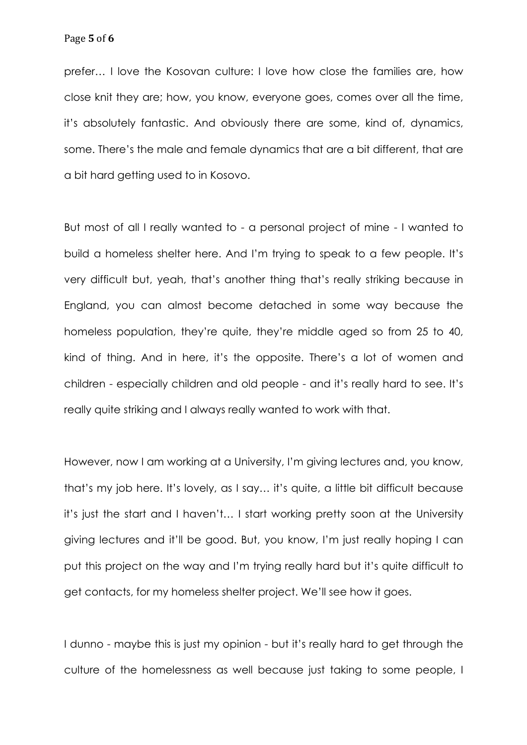prefer… I love the Kosovan culture: I love how close the families are, how close knit they are; how, you know, everyone goes, comes over all the time, it's absolutely fantastic. And obviously there are some, kind of, dynamics, some. There's the male and female dynamics that are a bit different, that are a bit hard getting used to in Kosovo.

But most of all I really wanted to - a personal project of mine - I wanted to build a homeless shelter here. And I'm trying to speak to a few people. It's very difficult but, yeah, that's another thing that's really striking because in England, you can almost become detached in some way because the homeless population, they're quite, they're middle aged so from 25 to 40, kind of thing. And in here, it's the opposite. There's a lot of women and children - especially children and old people - and it's really hard to see. It's really quite striking and I always really wanted to work with that.

However, now I am working at a University, I'm giving lectures and, you know, that's my job here. It's lovely, as I say… it's quite, a little bit difficult because it's just the start and I haven't… I start working pretty soon at the University giving lectures and it'll be good. But, you know, I'm just really hoping I can put this project on the way and I'm trying really hard but it's quite difficult to get contacts, for my homeless shelter project. We'll see how it goes.

I dunno - maybe this is just my opinion - but it's really hard to get through the culture of the homelessness as well because just taking to some people, I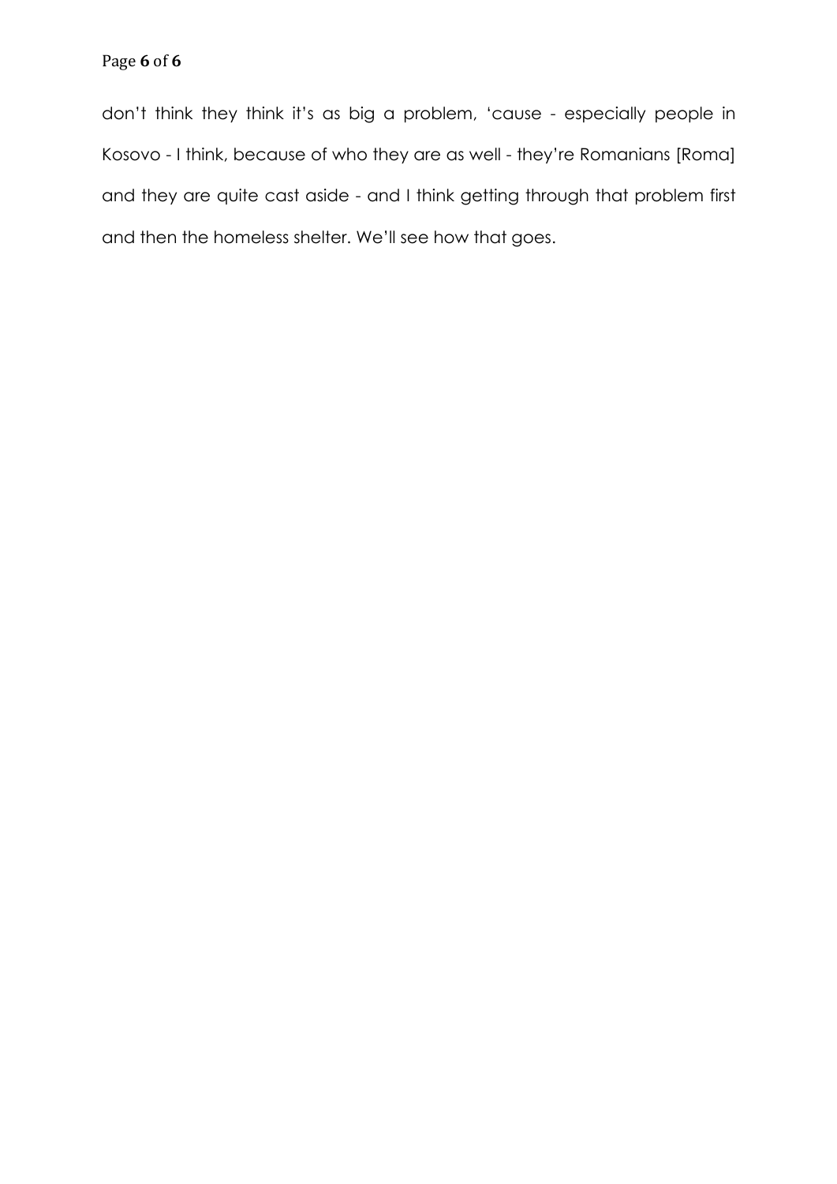don't think they think it's as big a problem, 'cause - especially people in Kosovo - I think, because of who they are as well - they're Romanians [Roma] and they are quite cast aside - and I think getting through that problem first and then the homeless shelter. We'll see how that goes.